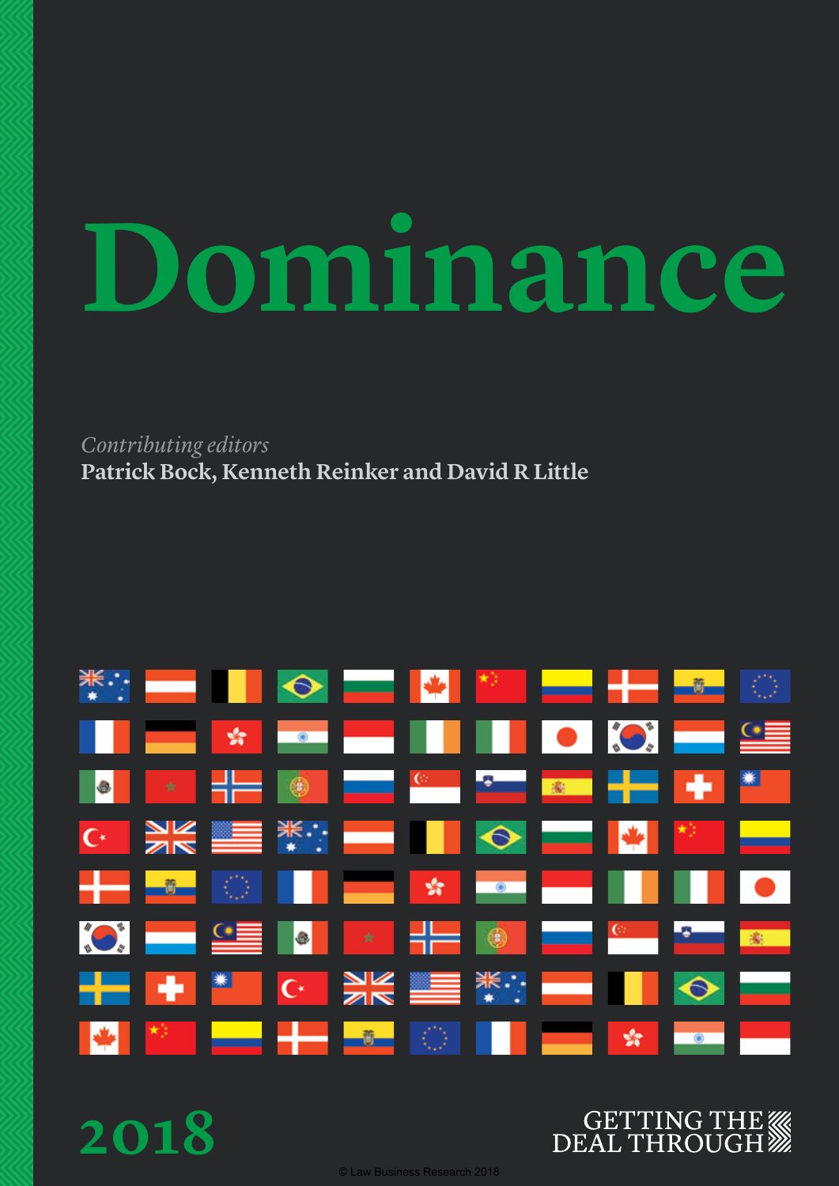# Dominance

*Contributing editors*

**Patrick Bock, Kenneth Reinker and David R Little**

2018

GETTING THE DEAL THROUGH

© Law Business Research 2018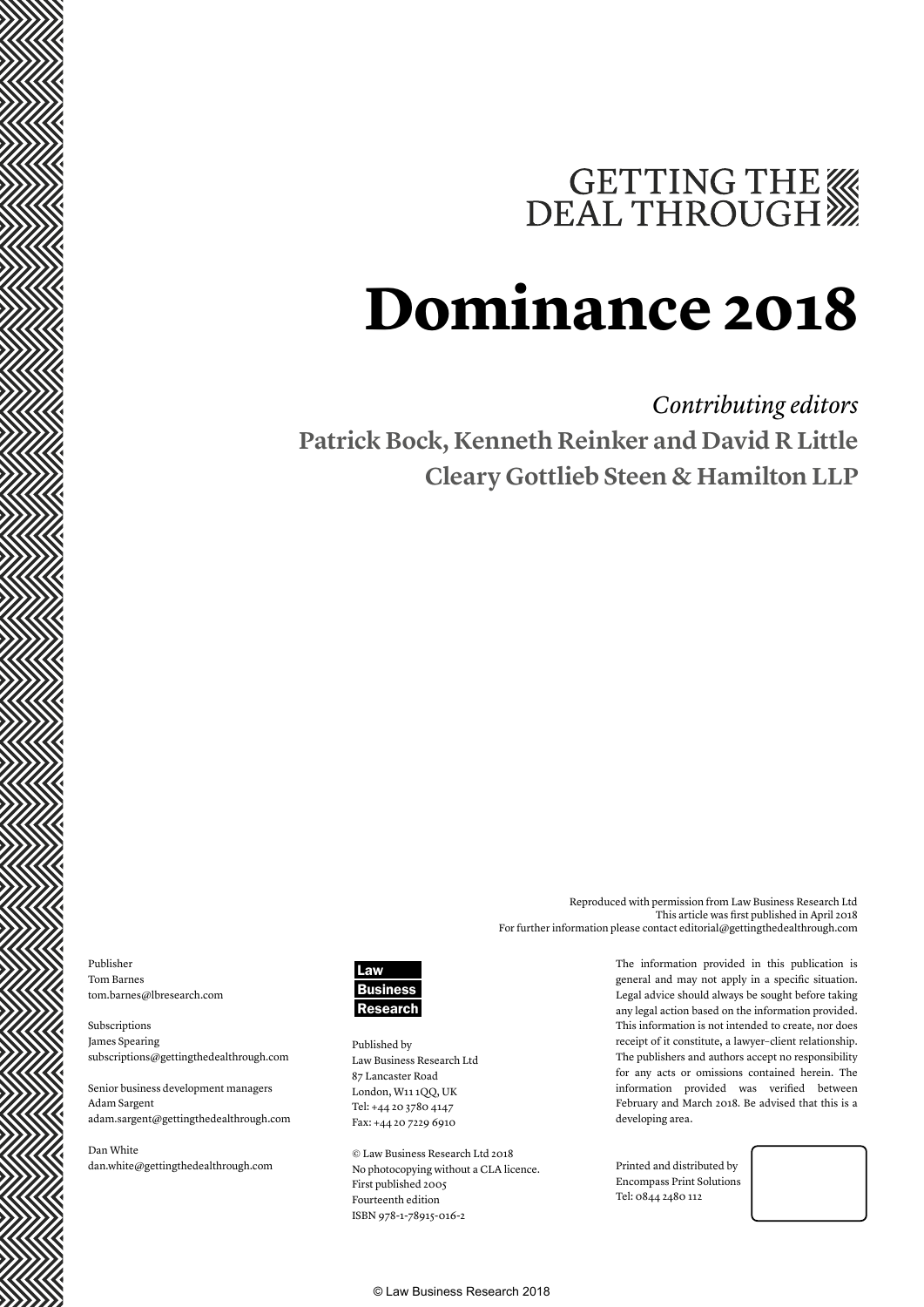# GETTING THE DEAL THROUGH

# Dominance 2018

*Contributing editors*

**Patrick Bock, Kenneth Reinker and David R Little**

**Cleary Gottlieb Steen & Hamilton LLP**

Reproduced with permission from Law Business Research Ltd
This article was first published in April 2018
For further information please contact editorial@gettingthedealthrough.com

Publisher
Tom Barnes
tom.barnes@lbresearch.com

Subscriptions
James Spearing
subscriptions@gettingthedealthrough.com

Senior business development managers
Adam Sargent
adam.sargent@gettingthedealthrough.com

Dan White
dan.white@gettingthedealthrough.com

Law Business Research

Published by
Law Business Research Ltd
87 Lancaster Road
London, W11 1QQ, UK
Tel: +44 20 3780 4147
Fax: +44 20 7229 6910

© Law Business Research Ltd 2018
No photocopying without a CLA licence.
First published 2005
Fourteenth edition
ISBN 978-1-78915-016-2

The information provided in this publication is general and may not apply in a specific situation. Legal advice should always be sought before taking any legal action based on the information provided. This information is not intended to create, nor does receipt of it constitute, a lawyer–client relationship. The publishers and authors accept no responsibility for any acts or omissions contained herein. The information provided was verified between February and March 2018. Be advised that this is a developing area.

Printed and distributed by
Encompass Print Solutions
Tel: 0844 2480 112

© Law Business Research 2018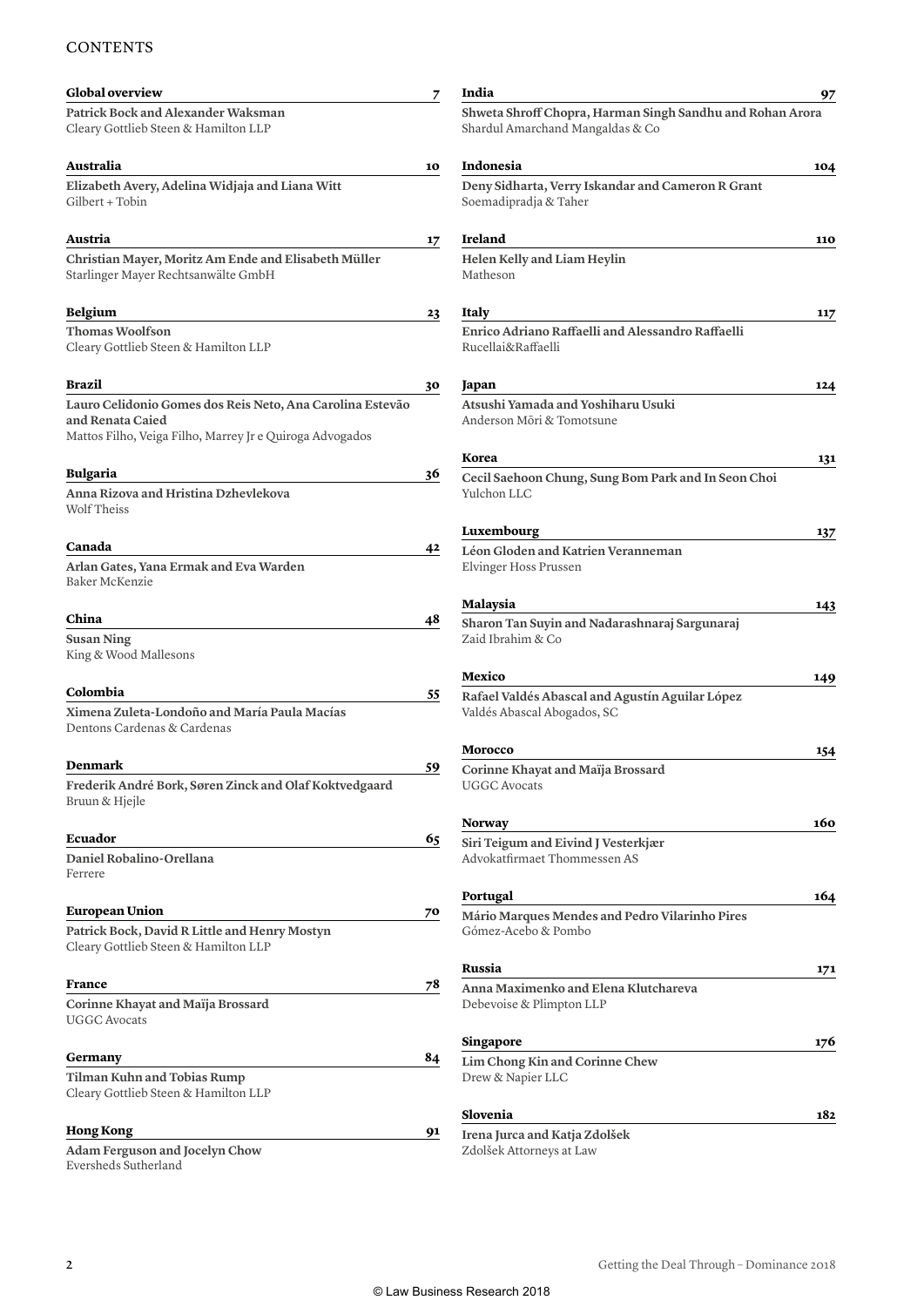# CONTENTS

**Global overview** 7

**Patrick Bock and Alexander Waksman**
Cleary Gottlieb Steen & Hamilton LLP

**Australia** 10

**Elizabeth Avery, Adelina Widjaja and Liana Witt**
Gilbert + Tobin

**Austria** 17

**Christian Mayer, Moritz Am Ende and Elisabeth Müller**
Starlinger Mayer Rechtsanwälte GmbH

**Belgium** 23

**Thomas Woolfson**
Cleary Gottlieb Steen & Hamilton LLP

**Brazil** 30

**Lauro Celidonio Gomes dos Reis Neto, Ana Carolina Estevão and Renata Caied**
Mattos Filho, Veiga Filho, Marrey Jr e Quiroga Advogados

**Bulgaria** 36

**Anna Rizova and Hristina Dzhevlekova**
Wolf Theiss

**Canada** 42

**Arlan Gates, Yana Ermak and Eva Warden**
Baker McKenzie

**China** 48

**Susan Ning**
King & Wood Mallesons

**Colombia** 55

**Ximena Zuleta-Londoño and María Paula Macías**
Dentons Cardenas & Cardenas

**Denmark** 59

**Frederik André Bork, Søren Zinck and Olaf Koktvedgaard**
Bruun & Hjejle

**Ecuador** 65

**Daniel Robalino-Orellana**
Ferrere

**European Union** 70

**Patrick Bock, David R Little and Henry Mostyn**
Cleary Gottlieb Steen & Hamilton LLP

**France** 78

**Corinne Khayat and Maïja Brossard**
UGGC Avocats

**Germany** 84

**Tilman Kuhn and Tobias Rump**
Cleary Gottlieb Steen & Hamilton LLP

**Hong Kong** 91

**Adam Ferguson and Jocelyn Chow**
Eversheds Sutherland

**India** 97

**Shweta Shroff Chopra, Harman Singh Sandhu and Rohan Arora**
Shardul Amarchand Mangaldas & Co

**Indonesia** 104

**Deny Sidharta, Verry Iskandar and Cameron R Grant**
Soemadipradja & Taher

**Ireland** 110

**Helen Kelly and Liam Heylin**
Matheson

**Italy** 117

**Enrico Adriano Raffaelli and Alessandro Raffaelli**
Rucellai&Raffaelli

**Japan** 124

**Atsushi Yamada and Yoshiharu Usuki**
Anderson Mōri & Tomotsune

**Korea** 131

**Cecil Saehoon Chung, Sung Bom Park and In Seon Choi**
Yulchon LLC

**Luxembourg** 137

**Léon Gloden and Katrien Veranneman**
Elvinger Hoss Prussen

**Malaysia** 143

**Sharon Tan Suyin and Nadarashnaraj Sargunaraj**
Zaid Ibrahim & Co

**Mexico** 149

**Rafael Valdés Abascal and Agustín Aguilar López**
Valdés Abascal Abogados, SC

**Morocco** 154

**Corinne Khayat and Maïja Brossard**
UGGC Avocats

**Norway** 160

**Siri Teigum and Eivind J Vesterkjær**
Advokatfirmaet Thommessen AS

**Portugal** 164

**Mário Marques Mendes and Pedro Vilarinho Pires**
Gómez-Acebo & Pombo

**Russia** 171

**Anna Maximenko and Elena Klutchareva**
Debevoise & Plimpton LLP

**Singapore** 176

**Lim Chong Kin and Corinne Chew**
Drew & Napier LLC

**Slovenia** 182

**Irena Jurca and Katja Zdolšek**
Zdolšek Attorneys at Law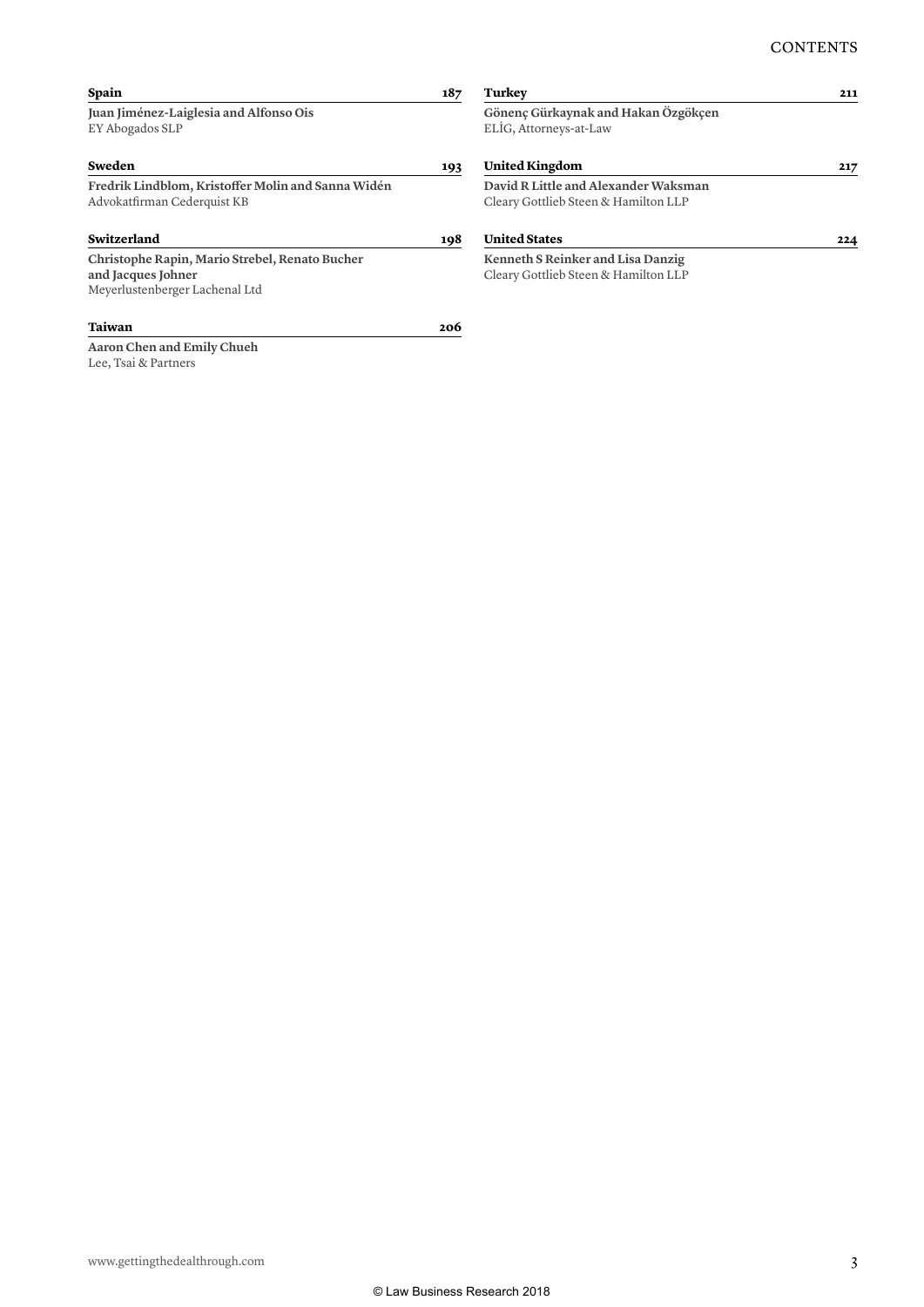**Spain** 187

**Juan Jiménez-Laiglesia and Alfonso Ois**
EY Abogados SLP

**Sweden** 193

**Fredrik Lindblom, Kristoffer Molin and Sanna Widén**
Advokatfirman Cederquist KB

**Switzerland** 198

**Christophe Rapin, Mario Strebel, Renato Bucher and Jacques Johner**
Meyerlustenberger Lachenal Ltd

**Taiwan** 206

**Aaron Chen and Emily Chueh**
Lee, Tsai & Partners

**Turkey** 211

**Gönenç Gürkaynak and Hakan Özgökçen**
ELİG, Attorneys-at-Law

**United Kingdom** 217

**David R Little and Alexander Waksman**
Cleary Gottlieb Steen & Hamilton LLP

**United States** 224

**Kenneth S Reinker and Lisa Danzig**
Cleary Gottlieb Steen & Hamilton LLP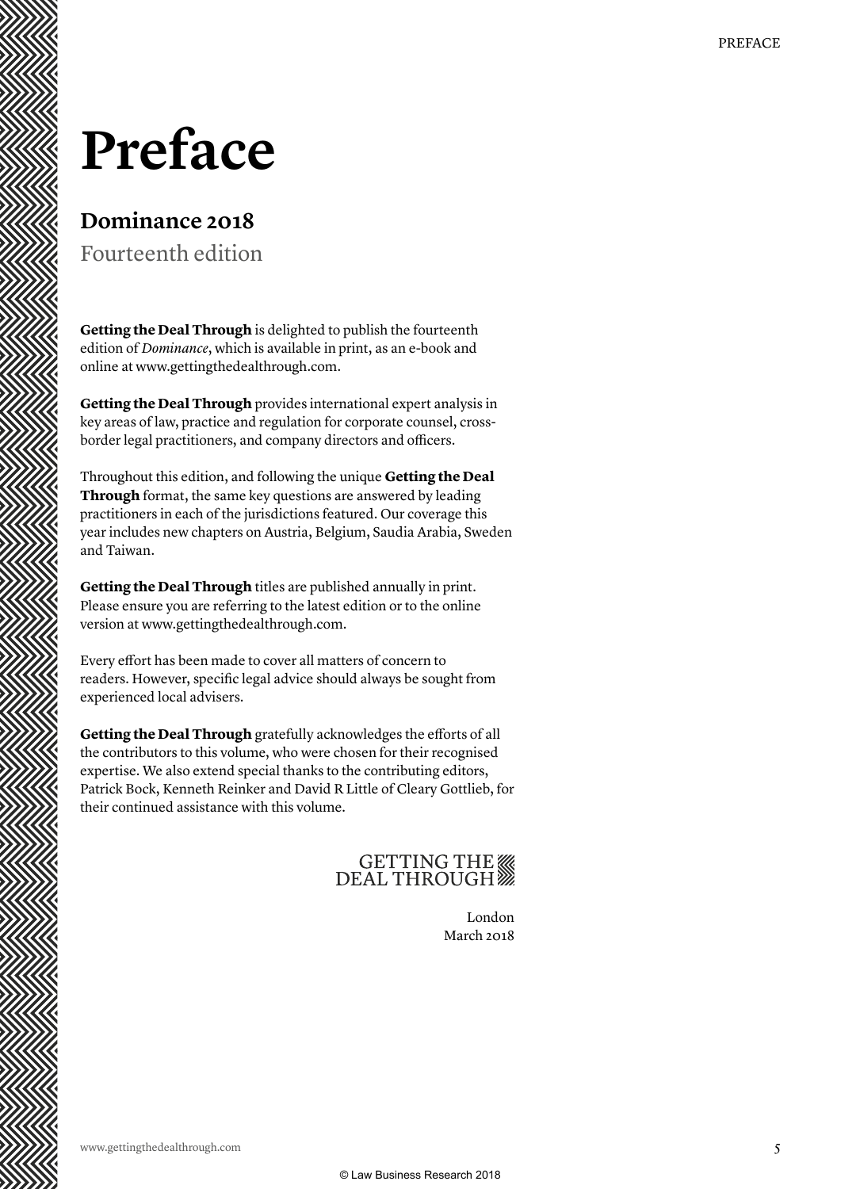# Preface

## Dominance 2018

Fourteenth edition

**Getting the Deal Through** is delighted to publish the fourteenth edition of *Dominance*, which is available in print, as an e-book and online at www.gettingthedealthrough.com.

**Getting the Deal Through** provides international expert analysis in key areas of law, practice and regulation for corporate counsel, cross-border legal practitioners, and company directors and officers.

Throughout this edition, and following the unique **Getting the Deal Through** format, the same key questions are answered by leading practitioners in each of the jurisdictions featured. Our coverage this year includes new chapters on Austria, Belgium, Saudia Arabia, Sweden and Taiwan.

**Getting the Deal Through** titles are published annually in print. Please ensure you are referring to the latest edition or to the online version at www.gettingthedealthrough.com.

Every effort has been made to cover all matters of concern to readers. However, specific legal advice should always be sought from experienced local advisers.

**Getting the Deal Through** gratefully acknowledges the efforts of all the contributors to this volume, who were chosen for their recognised expertise. We also extend special thanks to the contributing editors, Patrick Bock, Kenneth Reinker and David R Little of Cleary Gottlieb, for their continued assistance with this volume.

GETTING THE DEAL THROUGH

London
March 2018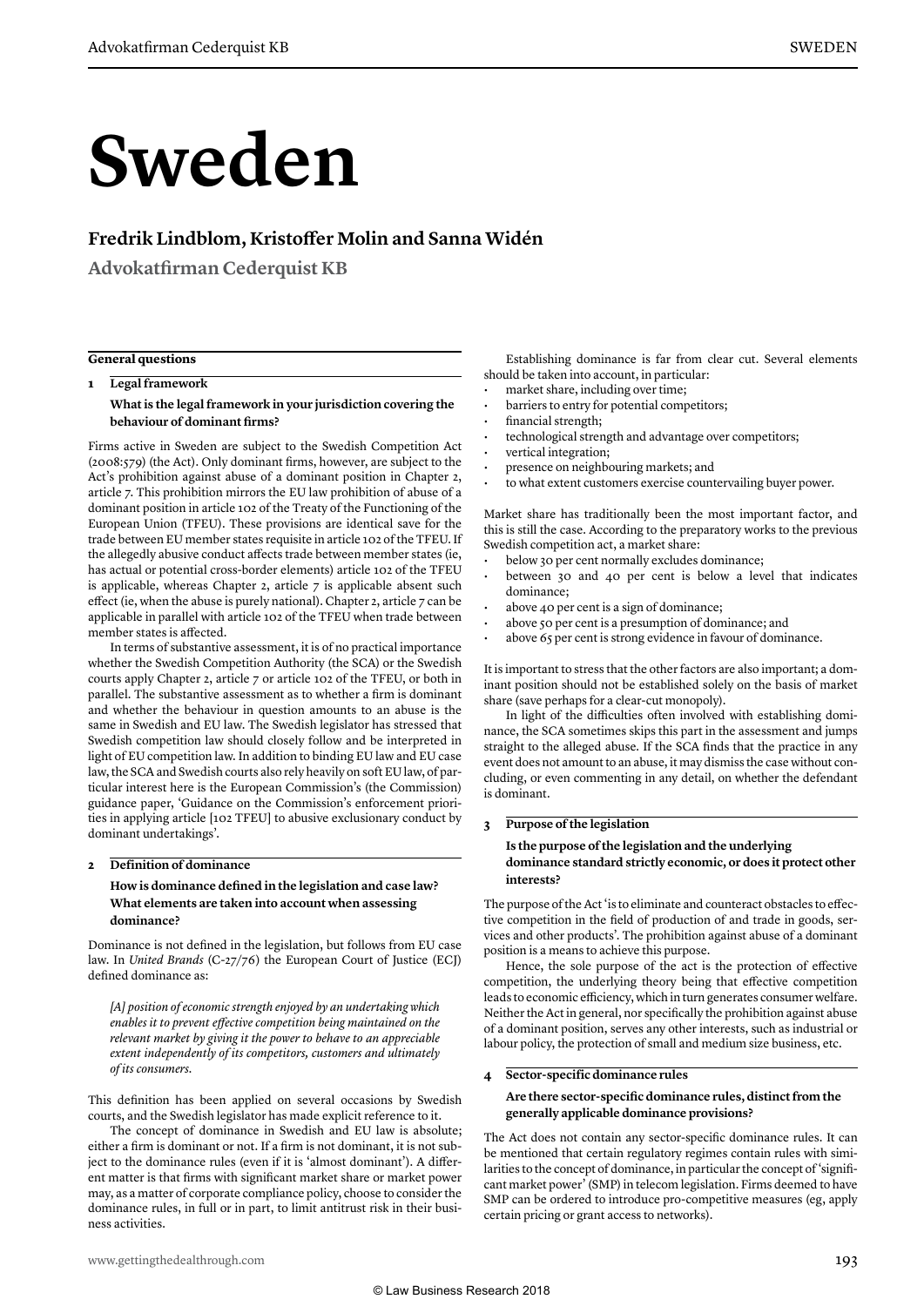# Sweden

## Fredrik Lindblom, Kristoffer Molin and Sanna Widén

**Advokatfirman Cederquist KB**

### General questions

**1 Legal framework**

**What is the legal framework in your jurisdiction covering the behaviour of dominant firms?**

Firms active in Sweden are subject to the Swedish Competition Act (2008:579) (the Act). Only dominant firms, however, are subject to the Act's prohibition against abuse of a dominant position in Chapter 2, article 7. This prohibition mirrors the EU law prohibition of abuse of a dominant position in article 102 of the Treaty of the Functioning of the European Union (TFEU). These provisions are identical save for the trade between EU member states requisite in article 102 of the TFEU. If the allegedly abusive conduct affects trade between member states (ie, has actual or potential cross-border elements) article 102 of the TFEU is applicable, whereas Chapter 2, article 7 is applicable absent such effect (ie, when the abuse is purely national). Chapter 2, article 7 can be applicable in parallel with article 102 of the TFEU when trade between member states is affected.

In terms of substantive assessment, it is of no practical importance whether the Swedish Competition Authority (the SCA) or the Swedish courts apply Chapter 2, article 7 or article 102 of the TFEU, or both in parallel. The substantive assessment as to whether a firm is dominant and whether the behaviour in question amounts to an abuse is the same in Swedish and EU law. The Swedish legislator has stressed that Swedish competition law should closely follow and be interpreted in light of EU competition law. In addition to binding EU law and EU case law, the SCA and Swedish courts also rely heavily on soft EU law, of particular interest here is the European Commission's (the Commission) guidance paper, 'Guidance on the Commission's enforcement priorities in applying article [102 TFEU] to abusive exclusionary conduct by dominant undertakings'.

**2 Definition of dominance**

**How is dominance defined in the legislation and case law? What elements are taken into account when assessing dominance?**

Dominance is not defined in the legislation, but follows from EU case law. In *United Brands* (C-27/76) the European Court of Justice (ECJ) defined dominance as:

> *[A] position of economic strength enjoyed by an undertaking which enables it to prevent effective competition being maintained on the relevant market by giving it the power to behave to an appreciable extent independently of its competitors, customers and ultimately of its consumers.*

This definition has been applied on several occasions by Swedish courts, and the Swedish legislator has made explicit reference to it.

The concept of dominance in Swedish and EU law is absolute; either a firm is dominant or not. If a firm is not dominant, it is not subject to the dominance rules (even if it is 'almost dominant'). A different matter is that firms with significant market share or market power may, as a matter of corporate compliance policy, choose to consider the dominance rules, in full or in part, to limit antitrust risk in their business activities.

Establishing dominance is far from clear cut. Several elements should be taken into account, in particular:

- market share, including over time;
- barriers to entry for potential competitors;
- financial strength;
- technological strength and advantage over competitors;
- vertical integration;
- presence on neighbouring markets; and
- to what extent customers exercise countervailing buyer power.

Market share has traditionally been the most important factor, and this is still the case. According to the preparatory works to the previous Swedish competition act, a market share:

- below 30 per cent normally excludes dominance;
- between 30 and 40 per cent is below a level that indicates dominance;
- above 40 per cent is a sign of dominance;
- above 50 per cent is a presumption of dominance; and
- above 65 per cent is strong evidence in favour of dominance.

It is important to stress that the other factors are also important; a dominant position should not be established solely on the basis of market share (save perhaps for a clear-cut monopoly).

In light of the difficulties often involved with establishing dominance, the SCA sometimes skips this part in the assessment and jumps straight to the alleged abuse. If the SCA finds that the practice in any event does not amount to an abuse, it may dismiss the case without concluding, or even commenting in any detail, on whether the defendant is dominant.

**3 Purpose of the legislation**

**Is the purpose of the legislation and the underlying dominance standard strictly economic, or does it protect other interests?**

The purpose of the Act 'is to eliminate and counteract obstacles to effective competition in the field of production of and trade in goods, services and other products'. The prohibition against abuse of a dominant position is a means to achieve this purpose.

Hence, the sole purpose of the act is the protection of effective competition, the underlying theory being that effective competition leads to economic efficiency, which in turn generates consumer welfare. Neither the Act in general, nor specifically the prohibition against abuse of a dominant position, serves any other interests, such as industrial or labour policy, the protection of small and medium size business, etc.

**4 Sector-specific dominance rules**

**Are there sector-specific dominance rules, distinct from the generally applicable dominance provisions?**

The Act does not contain any sector-specific dominance rules. It can be mentioned that certain regulatory regimes contain rules with similarities to the concept of dominance, in particular the concept of 'significant market power' (SMP) in telecom legislation. Firms deemed to have SMP can be ordered to introduce pro-competitive measures (eg, apply certain pricing or grant access to networks).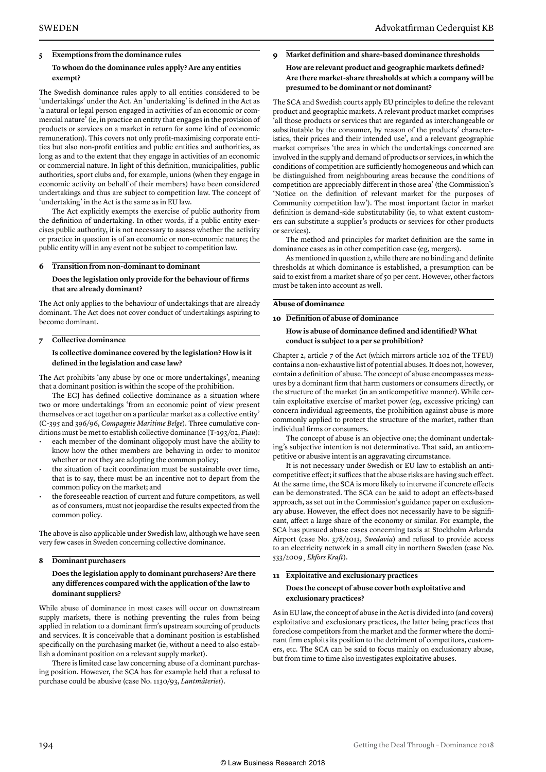### 5 Exemptions from the dominance rules

**To whom do the dominance rules apply? Are any entities exempt?**

The Swedish dominance rules apply to all entities considered to be 'undertakings' under the Act. An 'undertaking' is defined in the Act as 'a natural or legal person engaged in activities of an economic or commercial nature' (ie, in practice an entity that engages in the provision of products or services on a market in return for some kind of economic remuneration). This covers not only profit-maximising corporate entities but also non-profit entities and public entities and authorities, as long as and to the extent that they engage in activities of an economic or commercial nature. In light of this definition, municipalities, public authorities, sport clubs and, for example, unions (when they engage in economic activity on behalf of their members) have been considered undertakings and thus are subject to competition law. The concept of 'undertaking' in the Act is the same as in EU law.

The Act explicitly exempts the exercise of public authority from the definition of undertaking. In other words, if a public entity exercises public authority, it is not necessary to assess whether the activity or practice in question is of an economic or non-economic nature; the public entity will in any event not be subject to competition law.

### 6 Transition from non-dominant to dominant

**Does the legislation only provide for the behaviour of firms that are already dominant?**

The Act only applies to the behaviour of undertakings that are already dominant. The Act does not cover conduct of undertakings aspiring to become dominant.

### 7 Collective dominance

**Is collective dominance covered by the legislation? How is it defined in the legislation and case law?**

The Act prohibits 'any abuse by one or more undertakings', meaning that a dominant position is within the scope of the prohibition.

The ECJ has defined collective dominance as a situation where two or more undertakings 'from an economic point of view present themselves or act together on a particular market as a collective entity' (C-395 and 396/96, *Compagnie Maritime Belge*). Three cumulative conditions must be met to establish collective dominance (T-193/02, *Piau*):

- each member of the dominant oligopoly must have the ability to know how the other members are behaving in order to monitor whether or not they are adopting the common policy;
- the situation of tacit coordination must be sustainable over time, that is to say, there must be an incentive not to depart from the common policy on the market; and
- the foreseeable reaction of current and future competitors, as well as of consumers, must not jeopardise the results expected from the common policy.

The above is also applicable under Swedish law, although we have seen very few cases in Sweden concerning collective dominance.

### 8 Dominant purchasers

**Does the legislation apply to dominant purchasers? Are there any differences compared with the application of the law to dominant suppliers?**

While abuse of dominance in most cases will occur on downstream supply markets, there is nothing preventing the rules from being applied in relation to a dominant firm's upstream sourcing of products and services. It is conceivable that a dominant position is established specifically on the purchasing market (ie, without a need to also establish a dominant position on a relevant supply market).

There is limited case law concerning abuse of a dominant purchasing position. However, the SCA has for example held that a refusal to purchase could be abusive (case No. 1130/93, *Lantmäteriet*).

### 9 Market definition and share-based dominance thresholds

**How are relevant product and geographic markets defined? Are there market-share thresholds at which a company will be presumed to be dominant or not dominant?**

The SCA and Swedish courts apply EU principles to define the relevant product and geographic markets. A relevant product market comprises 'all those products or services that are regarded as interchangeable or substitutable by the consumer, by reason of the products' characteristics, their prices and their intended use', and a relevant geographic market comprises 'the area in which the undertakings concerned are involved in the supply and demand of products or services, in which the conditions of competition are sufficiently homogeneous and which can be distinguished from neighbouring areas because the conditions of competition are appreciably different in those area' (the Commission's 'Notice on the definition of relevant market for the purposes of Community competition law'). The most important factor in market definition is demand-side substitutability (ie, to what extent customers can substitute a supplier's products or services for other products or services).

The method and principles for market definition are the same in dominance cases as in other competition case (eg, mergers).

As mentioned in question 2, while there are no binding and definite thresholds at which dominance is established, a presumption can be said to exist from a market share of 50 per cent. However, other factors must be taken into account as well.

## Abuse of dominance

### 10 Definition of abuse of dominance

**How is abuse of dominance defined and identified? What conduct is subject to a per se prohibition?**

Chapter 2, article 7 of the Act (which mirrors article 102 of the TFEU) contains a non-exhaustive list of potential abuses. It does not, however, contain a definition of abuse. The concept of abuse encompasses measures by a dominant firm that harm customers or consumers directly, or the structure of the market (in an anticompetitive manner). While certain exploitative exercise of market power (eg, excessive pricing) can concern individual agreements, the prohibition against abuse is more commonly applied to protect the structure of the market, rather than individual firms or consumers.

The concept of abuse is an objective one; the dominant undertaking's subjective intention is not determinative. That said, an anticompetitive or abusive intent is an aggravating circumstance.

It is not necessary under Swedish or EU law to establish an anticompetitive effect; it suffices that the abuse risks are having such effect. At the same time, the SCA is more likely to intervene if concrete effects can be demonstrated. The SCA can be said to adopt an effects-based approach, as set out in the Commission's guidance paper on exclusionary abuse. However, the effect does not necessarily have to be significant, affect a large share of the economy or similar. For example, the SCA has pursued abuse cases concerning taxis at Stockholm Arlanda Airport (case No. 378/2013, *Swedavia*) and refusal to provide access to an electricity network in a small city in northern Sweden (case No. 533/2009¸ *Ekfors Kraft*).

### 11 Exploitative and exclusionary practices

**Does the concept of abuse cover both exploitative and exclusionary practices?**

As in EU law, the concept of abuse in the Act is divided into (and covers) exploitative and exclusionary practices, the latter being practices that foreclose competitors from the market and the former where the dominant firm exploits its position to the detriment of competitors, customers, etc. The SCA can be said to focus mainly on exclusionary abuse, but from time to time also investigates exploitative abuses.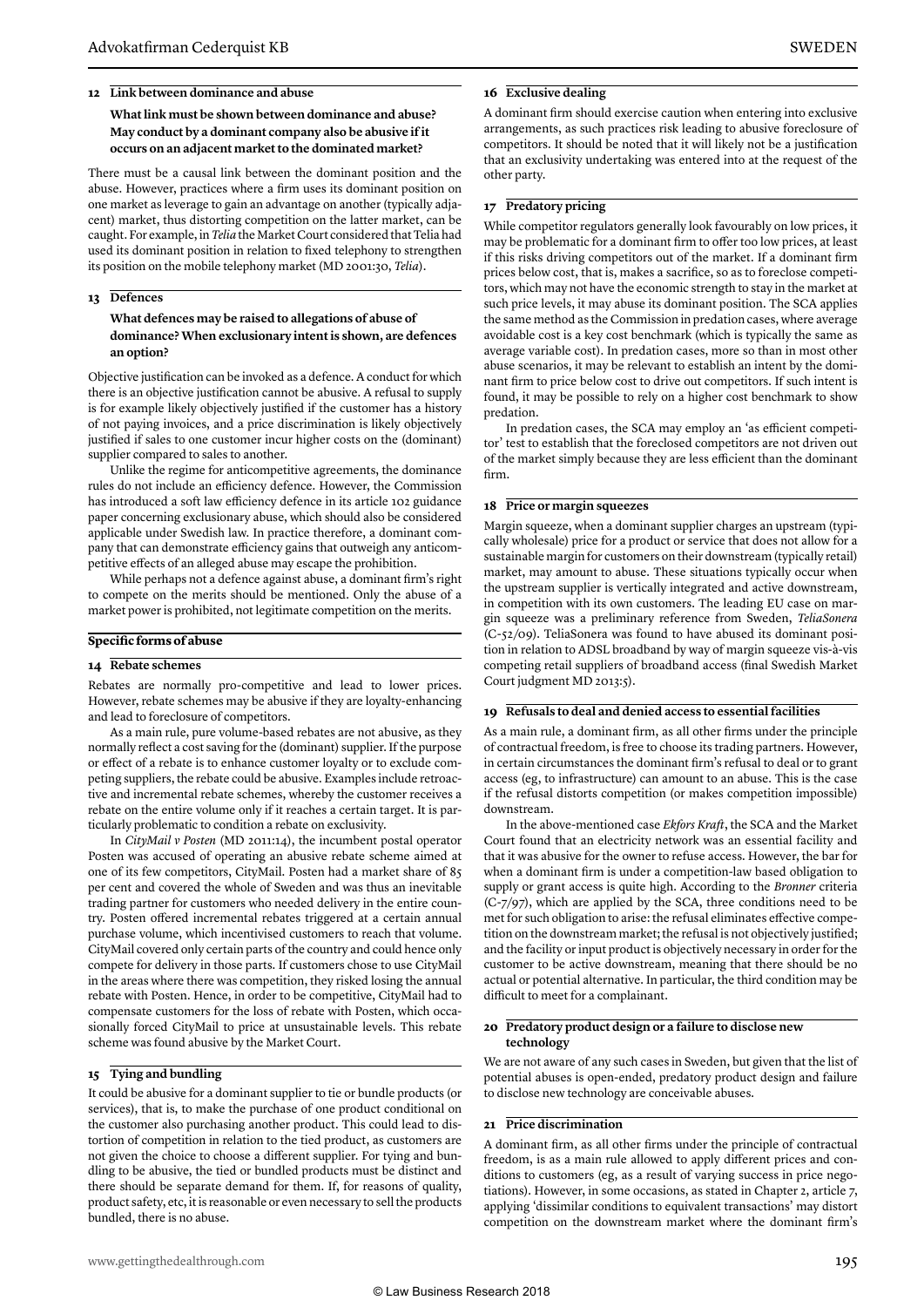### 12 Link between dominance and abuse

**What link must be shown between dominance and abuse? May conduct by a dominant company also be abusive if it occurs on an adjacent market to the dominated market?**

There must be a causal link between the dominant position and the abuse. However, practices where a firm uses its dominant position on one market as leverage to gain an advantage on another (typically adjacent) market, thus distorting competition on the latter market, can be caught. For example, in *Telia* the Market Court considered that Telia had used its dominant position in relation to fixed telephony to strengthen its position on the mobile telephony market (MD 2001:30, *Telia*).

### 13 Defences

**What defences may be raised to allegations of abuse of dominance? When exclusionary intent is shown, are defences an option?**

Objective justification can be invoked as a defence. A conduct for which there is an objective justification cannot be abusive. A refusal to supply is for example likely objectively justified if the customer has a history of not paying invoices, and a price discrimination is likely objectively justified if sales to one customer incur higher costs on the (dominant) supplier compared to sales to another.

Unlike the regime for anticompetitive agreements, the dominance rules do not include an efficiency defence. However, the Commission has introduced a soft law efficiency defence in its article 102 guidance paper concerning exclusionary abuse, which should also be considered applicable under Swedish law. In practice therefore, a dominant company that can demonstrate efficiency gains that outweigh any anticompetitive effects of an alleged abuse may escape the prohibition.

While perhaps not a defence against abuse, a dominant firm's right to compete on the merits should be mentioned. Only the abuse of a market power is prohibited, not legitimate competition on the merits.

## Specific forms of abuse

### 14 Rebate schemes

Rebates are normally pro-competitive and lead to lower prices. However, rebate schemes may be abusive if they are loyalty-enhancing and lead to foreclosure of competitors.

As a main rule, pure volume-based rebates are not abusive, as they normally reflect a cost saving for the (dominant) supplier. If the purpose or effect of a rebate is to enhance customer loyalty or to exclude competing suppliers, the rebate could be abusive. Examples include retroactive and incremental rebate schemes, whereby the customer receives a rebate on the entire volume only if it reaches a certain target. It is particularly problematic to condition a rebate on exclusivity.

In *CityMail v Posten* (MD 2011:14), the incumbent postal operator Posten was accused of operating an abusive rebate scheme aimed at one of its few competitors, CityMail. Posten had a market share of 85 per cent and covered the whole of Sweden and was thus an inevitable trading partner for customers who needed delivery in the entire country. Posten offered incremental rebates triggered at a certain annual purchase volume, which incentivised customers to reach that volume. CityMail covered only certain parts of the country and could hence only compete for delivery in those parts. If customers chose to use CityMail in the areas where there was competition, they risked losing the annual rebate with Posten. Hence, in order to be competitive, CityMail had to compensate customers for the loss of rebate with Posten, which occasionally forced CityMail to price at unsustainable levels. This rebate scheme was found abusive by the Market Court.

### 15 Tying and bundling

It could be abusive for a dominant supplier to tie or bundle products (or services), that is, to make the purchase of one product conditional on the customer also purchasing another product. This could lead to distortion of competition in relation to the tied product, as customers are not given the choice to choose a different supplier. For tying and bundling to be abusive, the tied or bundled products must be distinct and there should be separate demand for them. If, for reasons of quality, product safety, etc, it is reasonable or even necessary to sell the products bundled, there is no abuse.

### 16 Exclusive dealing

A dominant firm should exercise caution when entering into exclusive arrangements, as such practices risk leading to abusive foreclosure of competitors. It should be noted that it will likely not be a justification that an exclusivity undertaking was entered into at the request of the other party.

### 17 Predatory pricing

While competitor regulators generally look favourably on low prices, it may be problematic for a dominant firm to offer too low prices, at least if this risks driving competitors out of the market. If a dominant firm prices below cost, that is, makes a sacrifice, so as to foreclose competitors, which may not have the economic strength to stay in the market at such price levels, it may abuse its dominant position. The SCA applies the same method as the Commission in predation cases, where average avoidable cost is a key cost benchmark (which is typically the same as average variable cost). In predation cases, more so than in most other abuse scenarios, it may be relevant to establish an intent by the dominant firm to price below cost to drive out competitors. If such intent is found, it may be possible to rely on a higher cost benchmark to show predation.

In predation cases, the SCA may employ an 'as efficient competitor' test to establish that the foreclosed competitors are not driven out of the market simply because they are less efficient than the dominant firm.

### 18 Price or margin squeezes

Margin squeeze, when a dominant supplier charges an upstream (typically wholesale) price for a product or service that does not allow for a sustainable margin for customers on their downstream (typically retail) market, may amount to abuse. These situations typically occur when the upstream supplier is vertically integrated and active downstream, in competition with its own customers. The leading EU case on margin squeeze was a preliminary reference from Sweden, *TeliaSonera* (C-52/09). TeliaSonera was found to have abused its dominant position in relation to ADSL broadband by way of margin squeeze vis-à-vis competing retail suppliers of broadband access (final Swedish Market Court judgment MD 2013:5).

### 19 Refusals to deal and denied access to essential facilities

As a main rule, a dominant firm, as all other firms under the principle of contractual freedom, is free to choose its trading partners. However, in certain circumstances the dominant firm's refusal to deal or to grant access (eg, to infrastructure) can amount to an abuse. This is the case if the refusal distorts competition (or makes competition impossible) downstream.

In the above-mentioned case *Ekfors Kraft*, the SCA and the Market Court found that an electricity network was an essential facility and that it was abusive for the owner to refuse access. However, the bar for when a dominant firm is under a competition-law based obligation to supply or grant access is quite high. According to the *Bronner* criteria (C-7/97), which are applied by the SCA, three conditions need to be met for such obligation to arise: the refusal eliminates effective competition on the downstream market; the refusal is not objectively justified; and the facility or input product is objectively necessary in order for the customer to be active downstream, meaning that there should be no actual or potential alternative. In particular, the third condition may be difficult to meet for a complainant.

### 20 Predatory product design or a failure to disclose new technology

We are not aware of any such cases in Sweden, but given that the list of potential abuses is open-ended, predatory product design and failure to disclose new technology are conceivable abuses.

### 21 Price discrimination

A dominant firm, as all other firms under the principle of contractual freedom, is as a main rule allowed to apply different prices and conditions to customers (eg, as a result of varying success in price negotiations). However, in some occasions, as stated in Chapter 2, article 7, applying 'dissimilar conditions to equivalent transactions' may distort competition on the downstream market where the dominant firm's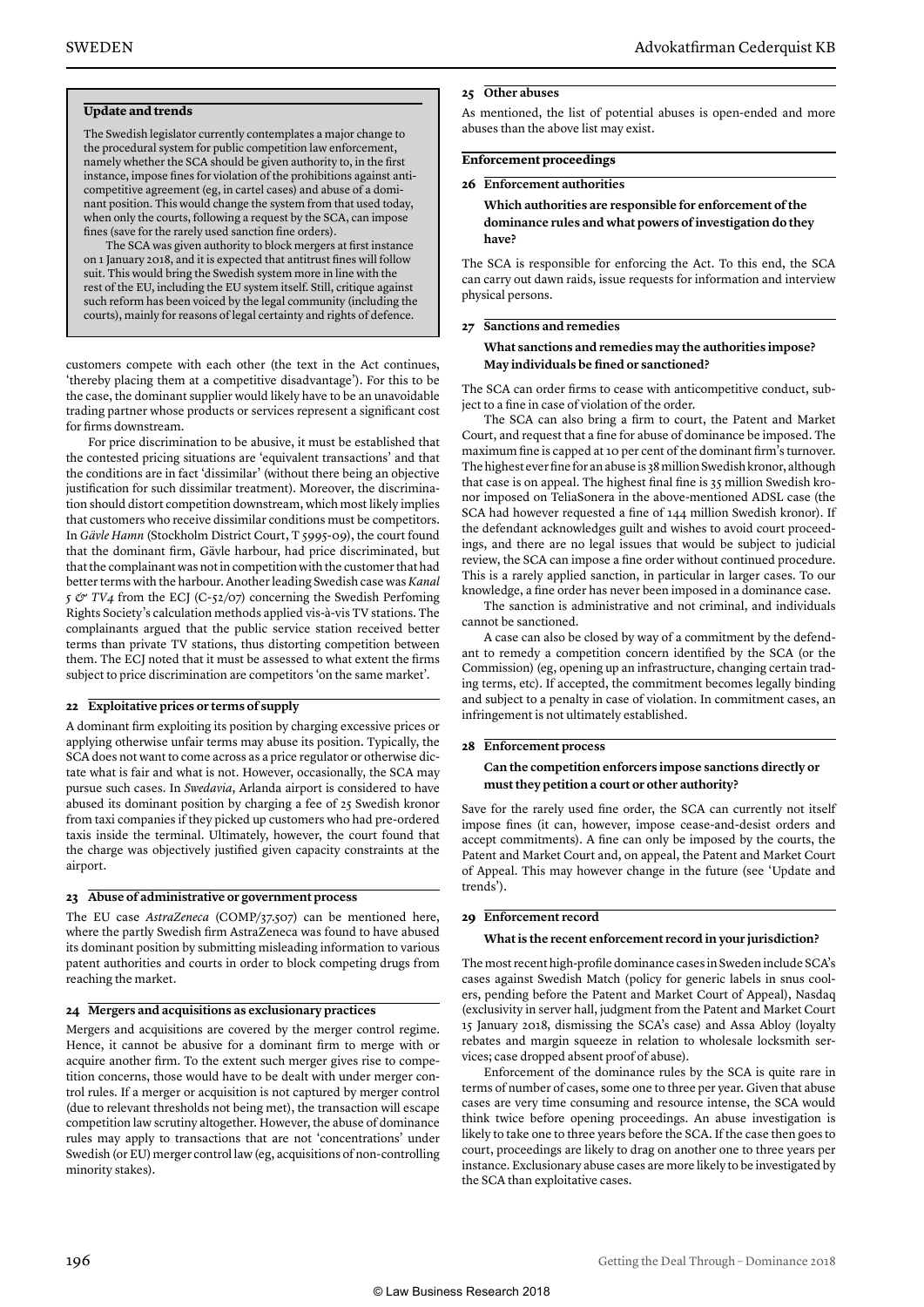### Update and trends

The Swedish legislator currently contemplates a major change to the procedural system for public competition law enforcement, namely whether the SCA should be given authority to, in the first instance, impose fines for violation of the prohibitions against anti-competitive agreement (eg, in cartel cases) and abuse of a dominant position. This would change the system from that used today, when only the courts, following a request by the SCA, can impose fines (save for the rarely used sanction fine orders).

The SCA was given authority to block mergers at first instance on 1 January 2018, and it is expected that antitrust fines will follow suit. This would bring the Swedish system more in line with the rest of the EU, including the EU system itself. Still, critique against such reform has been voiced by the legal community (including the courts), mainly for reasons of legal certainty and rights of defence.

customers compete with each other (the text in the Act continues, 'thereby placing them at a competitive disadvantage'). For this to be the case, the dominant supplier would likely have to be an unavoidable trading partner whose products or services represent a significant cost for firms downstream.

For price discrimination to be abusive, it must be established that the contested pricing situations are 'equivalent transactions' and that the conditions are in fact 'dissimilar' (without there being an objective justification for such dissimilar treatment). Moreover, the discrimination should distort competition downstream, which most likely implies that customers who receive dissimilar conditions must be competitors. In *Gävle Hamn* (Stockholm District Court, T 5995-09), the court found that the dominant firm, Gävle harbour, had price discriminated, but that the complainant was not in competition with the customer that had better terms with the harbour. Another leading Swedish case was *Kanal 5 & TV4* from the ECJ (C-52/07) concerning the Swedish Perfoming Rights Society's calculation methods applied vis-à-vis TV stations. The complainants argued that the public service station received better terms than private TV stations, thus distorting competition between them. The ECJ noted that it must be assessed to what extent the firms subject to price discrimination are competitors 'on the same market'.

### 22 Exploitative prices or terms of supply

A dominant firm exploiting its position by charging excessive prices or applying otherwise unfair terms may abuse its position. Typically, the SCA does not want to come across as a price regulator or otherwise dictate what is fair and what is not. However, occasionally, the SCA may pursue such cases. In *Swedavia*, Arlanda airport is considered to have abused its dominant position by charging a fee of 25 Swedish kronor from taxi companies if they picked up customers who had pre-ordered taxis inside the terminal. Ultimately, however, the court found that the charge was objectively justified given capacity constraints at the airport.

### 23 Abuse of administrative or government process

The EU case *AstraZeneca* (COMP/37.507) can be mentioned here, where the partly Swedish firm AstraZeneca was found to have abused its dominant position by submitting misleading information to various patent authorities and courts in order to block competing drugs from reaching the market.

### 24 Mergers and acquisitions as exclusionary practices

Mergers and acquisitions are covered by the merger control regime. Hence, it cannot be abusive for a dominant firm to merge with or acquire another firm. To the extent such merger gives rise to competition concerns, those would have to be dealt with under merger control rules. If a merger or acquisition is not captured by merger control (due to relevant thresholds not being met), the transaction will escape competition law scrutiny altogether. However, the abuse of dominance rules may apply to transactions that are not 'concentrations' under Swedish (or EU) merger control law (eg, acquisitions of non-controlling minority stakes).

### 25 Other abuses

As mentioned, the list of potential abuses is open-ended and more abuses than the above list may exist.

## Enforcement proceedings

### 26 Enforcement authorities

**Which authorities are responsible for enforcement of the dominance rules and what powers of investigation do they have?**

The SCA is responsible for enforcing the Act. To this end, the SCA can carry out dawn raids, issue requests for information and interview physical persons.

### 27 Sanctions and remedies

**What sanctions and remedies may the authorities impose? May individuals be fined or sanctioned?**

The SCA can order firms to cease with anticompetitive conduct, subject to a fine in case of violation of the order.

The SCA can also bring a firm to court, the Patent and Market Court, and request that a fine for abuse of dominance be imposed. The maximum fine is capped at 10 per cent of the dominant firm's turnover. The highest ever fine for an abuse is 38 million Swedish kronor, although that case is on appeal. The highest final fine is 35 million Swedish kronor imposed on TeliaSonera in the above-mentioned ADSL case (the SCA had however requested a fine of 144 million Swedish kronor). If the defendant acknowledges guilt and wishes to avoid court proceedings, and there are no legal issues that would be subject to judicial review, the SCA can impose a fine order without continued procedure. This is a rarely applied sanction, in particular in larger cases. To our knowledge, a fine order has never been imposed in a dominance case.

The sanction is administrative and not criminal, and individuals cannot be sanctioned.

A case can also be closed by way of a commitment by the defendant to remedy a competition concern identified by the SCA (or the Commission) (eg, opening up an infrastructure, changing certain trading terms, etc). If accepted, the commitment becomes legally binding and subject to a penalty in case of violation. In commitment cases, an infringement is not ultimately established.

### 28 Enforcement process

**Can the competition enforcers impose sanctions directly or must they petition a court or other authority?**

Save for the rarely used fine order, the SCA can currently not itself impose fines (it can, however, impose cease-and-desist orders and accept commitments). A fine can only be imposed by the courts, the Patent and Market Court and, on appeal, the Patent and Market Court of Appeal. This may however change in the future (see 'Update and trends').

### 29 Enforcement record

**What is the recent enforcement record in your jurisdiction?**

The most recent high-profile dominance cases in Sweden include SCA's cases against Swedish Match (policy for generic labels in snus coolers, pending before the Patent and Market Court of Appeal), Nasdaq (exclusivity in server hall, judgment from the Patent and Market Court 15 January 2018, dismissing the SCA's case) and Assa Abloy (loyalty rebates and margin squeeze in relation to wholesale locksmith services; case dropped absent proof of abuse).

Enforcement of the dominance rules by the SCA is quite rare in terms of number of cases, some one to three per year. Given that abuse cases are very time consuming and resource intense, the SCA would think twice before opening proceedings. An abuse investigation is likely to take one to three years before the SCA. If the case then goes to court, proceedings are likely to drag on another one to three years per instance. Exclusionary abuse cases are more likely to be investigated by the SCA than exploitative cases.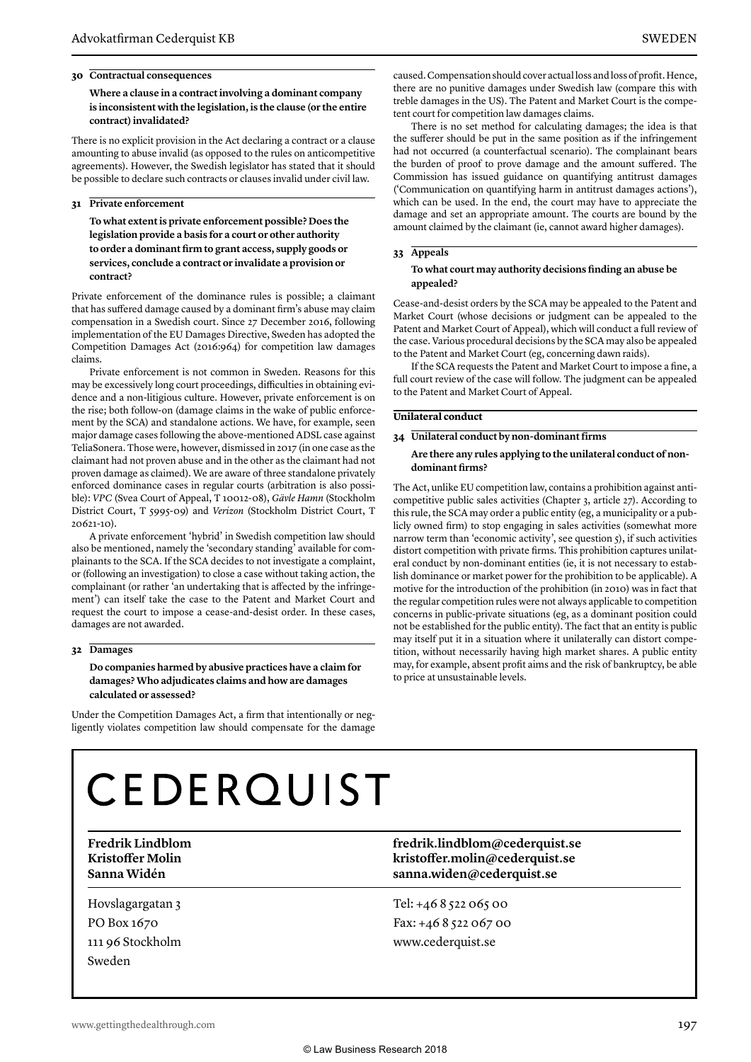### 30 Contractual consequences

**Where a clause in a contract involving a dominant company is inconsistent with the legislation, is the clause (or the entire contract) invalidated?**

There is no explicit provision in the Act declaring a contract or a clause amounting to abuse invalid (as opposed to the rules on anticompetitive agreements). However, the Swedish legislator has stated that it should be possible to declare such contracts or clauses invalid under civil law.

### 31 Private enforcement

**To what extent is private enforcement possible? Does the legislation provide a basis for a court or other authority to order a dominant firm to grant access, supply goods or services, conclude a contract or invalidate a provision or contract?**

Private enforcement of the dominance rules is possible; a claimant that has suffered damage caused by a dominant firm's abuse may claim compensation in a Swedish court. Since 27 December 2016, following implementation of the EU Damages Directive, Sweden has adopted the Competition Damages Act (2016:964) for competition law damages claims.

Private enforcement is not common in Sweden. Reasons for this may be excessively long court proceedings, difficulties in obtaining evidence and a non-litigious culture. However, private enforcement is on the rise; both follow-on (damage claims in the wake of public enforcement by the SCA) and standalone actions. We have, for example, seen major damage cases following the above-mentioned ADSL case against TeliaSonera. Those were, however, dismissed in 2017 (in one case as the claimant had not proven abuse and in the other as the claimant had not proven damage as claimed). We are aware of three standalone privately enforced dominance cases in regular courts (arbitration is also possible): *VPC* (Svea Court of Appeal, T 10012-08), *Gävle Hamn* (Stockholm District Court, T 5995-09) and *Verizon* (Stockholm District Court, T 20621-10).

A private enforcement 'hybrid' in Swedish competition law should also be mentioned, namely the 'secondary standing' available for complainants to the SCA. If the SCA decides to not investigate a complaint, or (following an investigation) to close a case without taking action, the complainant (or rather 'an undertaking that is affected by the infringement') can itself take the case to the Patent and Market Court and request the court to impose a cease-and-desist order. In these cases, damages are not awarded.

### 32 Damages

**Do companies harmed by abusive practices have a claim for damages? Who adjudicates claims and how are damages calculated or assessed?**

Under the Competition Damages Act, a firm that intentionally or negligently violates competition law should compensate for the damage caused. Compensation should cover actual loss and loss of profit. Hence, there are no punitive damages under Swedish law (compare this with treble damages in the US). The Patent and Market Court is the competent court for competition law damages claims.

There is no set method for calculating damages; the idea is that the sufferer should be put in the same position as if the infringement had not occurred (a counterfactual scenario). The complainant bears the burden of proof to prove damage and the amount suffered. The Commission has issued guidance on quantifying antitrust damages ('Communication on quantifying harm in antitrust damages actions'), which can be used. In the end, the court may have to appreciate the damage and set an appropriate amount. The courts are bound by the amount claimed by the claimant (ie, cannot award higher damages).

### 33 Appeals

**To what court may authority decisions finding an abuse be appealed?**

Cease-and-desist orders by the SCA may be appealed to the Patent and Market Court (whose decisions or judgment can be appealed to the Patent and Market Court of Appeal), which will conduct a full review of the case. Various procedural decisions by the SCA may also be appealed to the Patent and Market Court (eg, concerning dawn raids).

If the SCA requests the Patent and Market Court to impose a fine, a full court review of the case will follow. The judgment can be appealed to the Patent and Market Court of Appeal.

## Unilateral conduct

### 34 Unilateral conduct by non-dominant firms

**Are there any rules applying to the unilateral conduct of non-dominant firms?**

The Act, unlike EU competition law, contains a prohibition against anticompetitive public sales activities (Chapter 3, article 27). According to this rule, the SCA may order a public entity (eg, a municipality or a publicly owned firm) to stop engaging in sales activities (somewhat more narrow term than 'economic activity', see question 5), if such activities distort competition with private firms. This prohibition captures unilateral conduct by non-dominant entities (ie, it is not necessary to establish dominance or market power for the prohibition to be applicable). A motive for the introduction of the prohibition (in 2010) was in fact that the regular competition rules were not always applicable to competition concerns in public-private situations (eg, as a dominant position could not be established for the public entity). The fact that an entity is public may itself put it in a situation where it unilaterally can distort competition, without necessarily having high market shares. A public entity may, for example, absent profit aims and the risk of bankruptcy, be able to price at unsustainable levels.

---

# CEDERQUIST

| | |
|---|---|
| **Fredrik Lindblom** | **fredrik.lindblom@cederquist.se** |
| **Kristoffer Molin** | **kristoffer.molin@cederquist.se** |
| **Sanna Widén** | **sanna.widen@cederquist.se** |

Hovslagargatan 3
PO Box 1670
111 96 Stockholm
Sweden

Tel: +46 8 522 065 00
Fax: +46 8 522 067 00
www.cederquist.se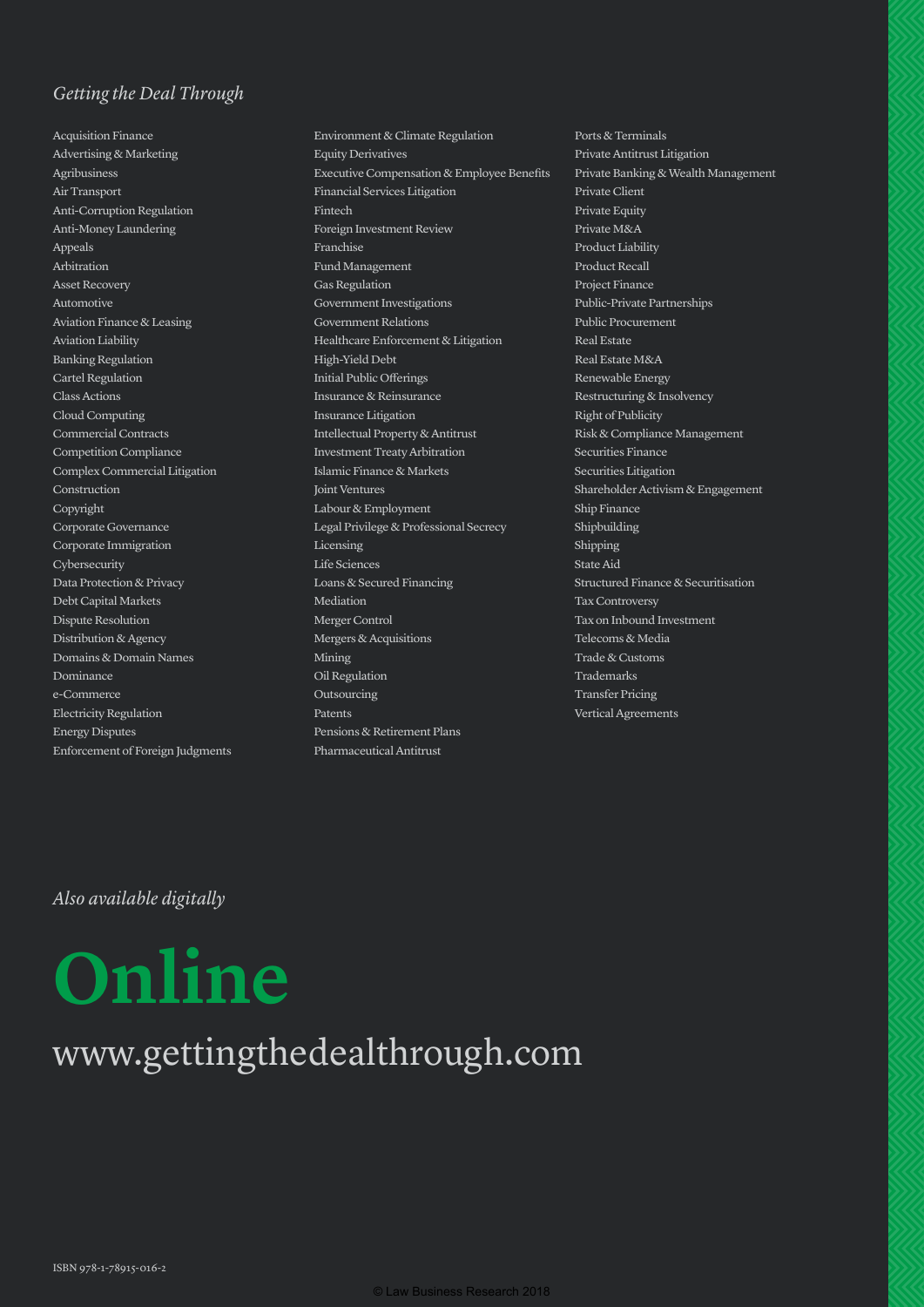*Getting the Deal Through*

Acquisition Finance
Advertising & Marketing
Agribusiness
Air Transport
Anti-Corruption Regulation
Anti-Money Laundering
Appeals
Arbitration
Asset Recovery
Automotive
Aviation Finance & Leasing
Aviation Liability
Banking Regulation
Cartel Regulation
Class Actions
Cloud Computing
Commercial Contracts
Competition Compliance
Complex Commercial Litigation
Construction
Copyright
Corporate Governance
Corporate Immigration
Cybersecurity
Data Protection & Privacy
Debt Capital Markets
Dispute Resolution
Distribution & Agency
Domains & Domain Names
Dominance
e-Commerce
Electricity Regulation
Energy Disputes
Enforcement of Foreign Judgments
Environment & Climate Regulation
Equity Derivatives
Executive Compensation & Employee Benefits
Financial Services Litigation
Fintech
Foreign Investment Review
Franchise
Fund Management
Gas Regulation
Government Investigations
Government Relations
Healthcare Enforcement & Litigation
High-Yield Debt
Initial Public Offerings
Insurance & Reinsurance
Insurance Litigation
Intellectual Property & Antitrust
Investment Treaty Arbitration
Islamic Finance & Markets
Joint Ventures
Labour & Employment
Legal Privilege & Professional Secrecy
Licensing
Life Sciences
Loans & Secured Financing
Mediation
Merger Control
Mergers & Acquisitions
Mining
Oil Regulation
Outsourcing
Patents
Pensions & Retirement Plans
Pharmaceutical Antitrust
Ports & Terminals
Private Antitrust Litigation
Private Banking & Wealth Management
Private Client
Private Equity
Private M&A
Product Liability
Product Recall
Project Finance
Public-Private Partnerships
Public Procurement
Real Estate
Real Estate M&A
Renewable Energy
Restructuring & Insolvency
Right of Publicity
Risk & Compliance Management
Securities Finance
Securities Litigation
Shareholder Activism & Engagement
Ship Finance
Shipbuilding
Shipping
State Aid
Structured Finance & Securitisation
Tax Controversy
Tax on Inbound Investment
Telecoms & Media
Trade & Customs
Trademarks
Transfer Pricing
Vertical Agreements

*Also available digitally*

# Online

www.gettingthedealthrough.com

ISBN 978-1-78915-016-2

© Law Business Research 2018